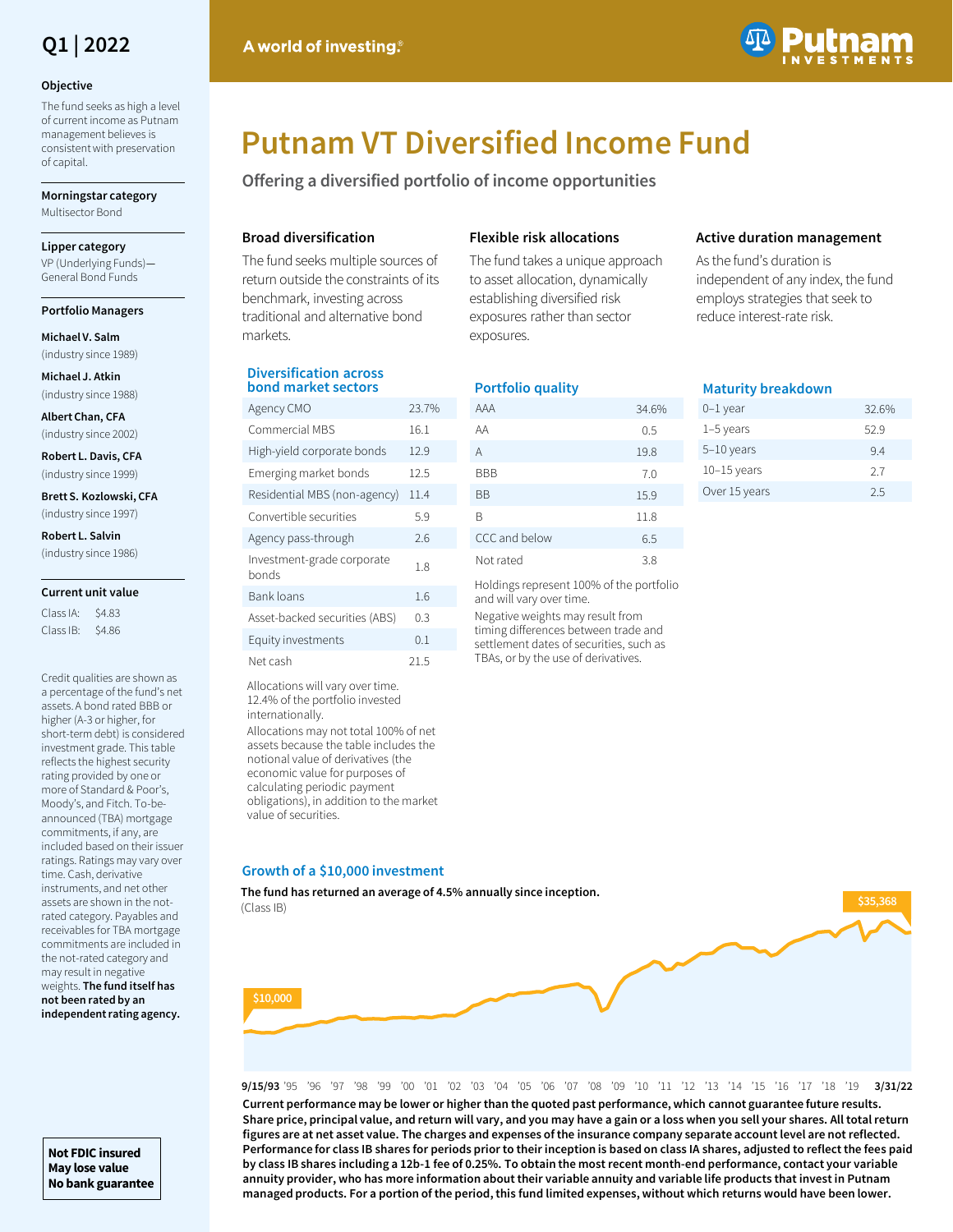**Q1 | 2022**

**Objective**

The fund seeks as high a level of current income as Putnam management believes is consistent with preservation of capital.

**Morningstar category**

Multisector Bond

**Lipper category**

VP (Underlying Funds)—General Bond Funds

**Portfolio Managers**

**Michael V. Salm** (industry since 1989)

**Michael J. Atkin** (industry since 1988)

**Albert Chan, CFA** (industry since 2002)

**Robert L. Davis, CFA** (industry since 1999)

**Brett S. Kozlowski, CFA** (industry since 1997)

**Robert L. Salvin** (industry since 1986)

**Current unit value**

Class IA: $4.83

Class IB: $4.86

Credit qualities are shown as a percentage of the fund's net assets. A bond rated BBB or higher (A-3 or higher, for short-term debt) is considered investment grade. This table reflects the highest security rating provided by one or more of Standard & Poor's, Moody's, and Fitch. To-be-announced (TBA) mortgage commitments, if any, are included based on their issuer ratings. Ratings may vary over time. Cash, derivative instruments, and net other assets are shown in the not-rated category. Payables and receivables for TBA mortgage commitments are included in the not-rated category and may result in negative weights. **The fund itself has not been rated by an independent rating agency.**

**Not FDIC insured**
**May lose value**
**No bank guarantee**

A world of investing.®

# Putnam VT Diversified Income Fund

## Offering a diversified portfolio of income opportunities

### Broad diversification

The fund seeks multiple sources of return outside the constraints of its benchmark, investing across traditional and alternative bond markets.

### Flexible risk allocations

The fund takes a unique approach to asset allocation, dynamically establishing diversified risk exposures rather than sector exposures.

### Active duration management

As the fund's duration is independent of any index, the fund employs strategies that seek to reduce interest-rate risk.

### Diversification across bond market sectors

| Sector | % |
|---|---|
| Agency CMO | 23.7% |
| Commercial MBS | 16.1 |
| High-yield corporate bonds | 12.9 |
| Emerging market bonds | 12.5 |
| Residential MBS (non-agency) | 11.4 |
| Convertible securities | 5.9 |
| Agency pass-through | 2.6 |
| Investment-grade corporate bonds | 1.8 |
| Bank loans | 1.6 |
| Asset-backed securities (ABS) | 0.3 |
| Equity investments | 0.1 |
| Net cash | 21.5 |

Allocations will vary over time. 12.4% of the portfolio invested internationally.

Allocations may not total 100% of net assets because the table includes the notional value of derivatives (the economic value for purposes of calculating periodic payment obligations), in addition to the market value of securities.

### Portfolio quality

| Rating | % |
|---|---|
| AAA | 34.6% |
| AA | 0.5 |
| A | 19.8 |
| BBB | 7.0 |
| BB | 15.9 |
| B | 11.8 |
| CCC and below | 6.5 |
| Not rated | 3.8 |

Holdings represent 100% of the portfolio and will vary over time.

Negative weights may result from timing differences between trade and settlement dates of securities, such as TBAs, or by the use of derivatives.

### Maturity breakdown

| Maturity | % |
|---|---|
| 0–1 year | 32.6% |
| 1–5 years | 52.9 |
| 5–10 years | 9.4 |
| 10–15 years | 2.7 |
| Over 15 years | 2.5 |

### Growth of a $10,000 investment

**The fund has returned an average of 4.5% annually since inception.**
(Class IB)

$10,000 (9/15/93) — $35,368 (3/31/22)

9/15/93 '95 '96 '97 '98 '99 '00 '01 '02 '03 '04 '05 '06 '07 '08 '09 '10 '11 '12 '13 '14 '15 '16 '17 '18 '19 3/31/22

**Current performance may be lower or higher than the quoted past performance, which cannot guarantee future results. Share price, principal value, and return will vary, and you may have a gain or a loss when you sell your shares. All total return figures are at net asset value. The charges and expenses of the insurance company separate account level are not reflected. Performance for class IB shares for periods prior to their inception is based on class IA shares, adjusted to reflect the fees paid by class IB shares including a 12b-1 fee of 0.25%. To obtain the most recent month-end performance, contact your variable annuity provider, who has more information about their variable annuity and variable life products that invest in Putnam managed products. For a portion of the period, this fund limited expenses, without which returns would have been lower.**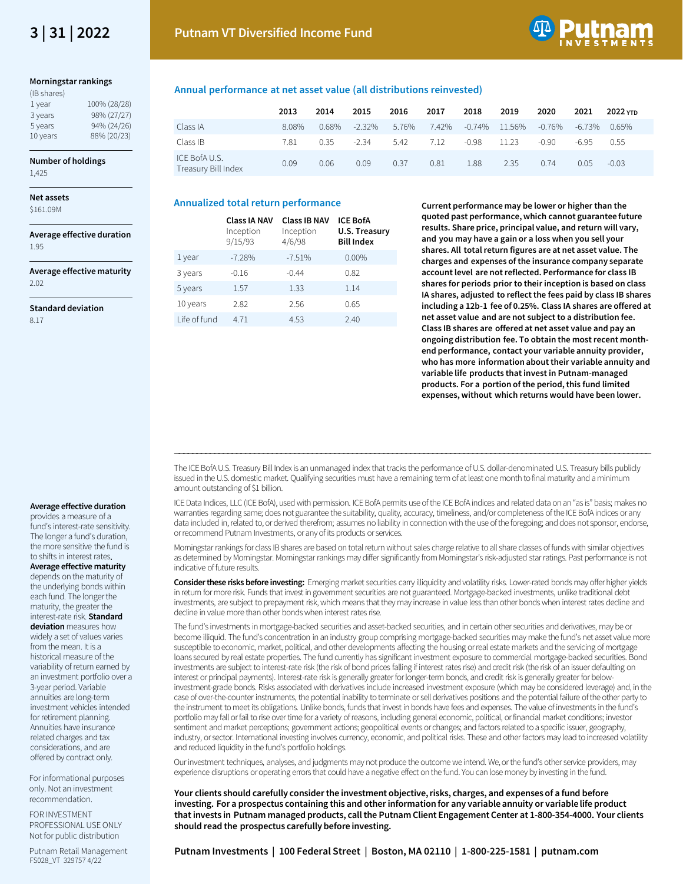# 3 | 31 | 2022

## Putnam VT Diversified Income Fund

### Morningstar rankings

(IB shares)

| | |
|---|---|
| 1 year | 100% (28/28) |
| 3 years | 98% (27/27) |
| 5 years | 94% (24/26) |
| 10 years | 88% (20/23) |

**Number of holdings**

1,425

**Net assets**

$161.09M

**Average effective duration**

1.95

**Average effective maturity**

2.02

**Standard deviation**

8.17

**Average effective duration** provides a measure of a fund's interest-rate sensitivity. The longer a fund's duration, the more sensitive the fund is to shifts in interest rates. **Average effective maturity** depends on the maturity of the underlying bonds within each fund. The longer the maturity, the greater the interest-rate risk. **Standard deviation** measures how widely a set of values varies from the mean. It is a historical measure of the variability of return earned by an investment portfolio over a 3-year period. Variable annuities are long-term investment vehicles intended for retirement planning. Annuities have insurance related charges and tax considerations, and are offered by contract only.

For informational purposes only. Not an investment recommendation.

FOR INVESTMENT PROFESSIONAL USE ONLY
Not for public distribution

Putnam Retail Management
FS028_VT 329757 4/22

### Annual performance at net asset value (all distributions reinvested)

| | 2013 | 2014 | 2015 | 2016 | 2017 | 2018 | 2019 | 2020 | 2021 | 2022 YTD |
|---|---|---|---|---|---|---|---|---|---|---|
| Class IA | 8.08% | 0.68% | -2.32% | 5.76% | 7.42% | -0.74% | 11.56% | -0.76% | -6.73% | 0.65% |
| Class IB | 7.81 | 0.35 | -2.34 | 5.42 | 7.12 | -0.98 | 11.23 | -0.90 | -6.95 | 0.55 |
| ICE BofA U.S. Treasury Bill Index | 0.09 | 0.06 | 0.09 | 0.37 | 0.81 | 1.88 | 2.35 | 0.74 | 0.05 | -0.03 |

### Annualized total return performance

| | Class IA NAV Inception 9/15/93 | Class IB NAV Inception 4/6/98 | ICE BofA U.S. Treasury Bill Index |
|---|---|---|---|
| 1 year | -7.28% | -7.51% | 0.00% |
| 3 years | -0.16 | -0.44 | 0.82 |
| 5 years | 1.57 | 1.33 | 1.14 |
| 10 years | 2.82 | 2.56 | 0.65 |
| Life of fund | 4.71 | 4.53 | 2.40 |

**Current performance may be lower or higher than the quoted past performance, which cannot guarantee future results. Share price, principal value, and return will vary, and you may have a gain or a loss when you sell your shares. All total return figures are at net asset value. The charges and expenses of the insurance company separate account level are not reflected. Performance for class IB shares for periods prior to their inception is based on class IA shares, adjusted to reflect the fees paid by class IB shares including a 12b-1 fee of 0.25%. Class IA shares are offered at net asset value and are not subject to a distribution fee. Class IB shares are offered at net asset value and pay an ongoing distribution fee. To obtain the most recent month-end performance, contact your variable annuity provider, who has more information about their variable annuity and variable life products that invest in Putnam-managed products. For a portion of the period, this fund limited expenses, without which returns would have been lower.**

The ICE BofA U.S. Treasury Bill Index is an unmanaged index that tracks the performance of U.S. dollar-denominated U.S. Treasury bills publicly issued in the U.S. domestic market. Qualifying securities must have a remaining term of at least one month to final maturity and a minimum amount outstanding of $1 billion.

ICE Data Indices, LLC (ICE BofA), used with permission. ICE BofA permits use of the ICE BofA indices and related data on an "as is" basis; makes no warranties regarding same; does not guarantee the suitability, quality, accuracy, timeliness, and/or completeness of the ICE BofA indices or any data included in, related to, or derived therefrom; assumes no liability in connection with the use of the foregoing; and does not sponsor, endorse, or recommend Putnam Investments, or any of its products or services.

Morningstar rankings for class IB shares are based on total return without sales charge relative to all share classes of funds with similar objectives as determined by Morningstar. Morningstar rankings may differ significantly from Morningstar's risk-adjusted star ratings. Past performance is not indicative of future results.

**Consider these risks before investing:** Emerging market securities carry illiquidity and volatility risks. Lower-rated bonds may offer higher yields in return for more risk. Funds that invest in government securities are not guaranteed. Mortgage-backed investments, unlike traditional debt investments, are subject to prepayment risk, which means that they may increase in value less than other bonds when interest rates decline and decline in value more than other bonds when interest rates rise.

The fund's investments in mortgage-backed securities and asset-backed securities, and in certain other securities and derivatives, may be or become illiquid. The fund's concentration in an industry group comprising mortgage-backed securities may make the fund's net asset value more susceptible to economic, market, political, and other developments affecting the housing or real estate markets and the servicing of mortgage loans secured by real estate properties. The fund currently has significant investment exposure to commercial mortgage-backed securities. Bond investments are subject to interest-rate risk (the risk of bond prices falling if interest rates rise) and credit risk (the risk of an issuer defaulting on interest or principal payments). Interest-rate risk is generally greater for longer-term bonds, and credit risk is generally greater for below-investment-grade bonds. Risks associated with derivatives include increased investment exposure (which may be considered leverage) and, in the case of over-the-counter instruments, the potential inability to terminate or sell derivatives positions and the potential failure of the other party to the instrument to meet its obligations. Unlike bonds, funds that invest in bonds have fees and expenses. The value of investments in the fund's portfolio may fall or fail to rise over time for a variety of reasons, including general economic, political, or financial market conditions; investor sentiment and market perceptions; government actions; geopolitical events or changes; and factors related to a specific issuer, geography, industry, or sector. International investing involves currency, economic, and political risks. These and other factors may lead to increased volatility and reduced liquidity in the fund's portfolio holdings.

Our investment techniques, analyses, and judgments may not produce the outcome we intend. We, or the fund's other service providers, may experience disruptions or operating errors that could have a negative effect on the fund. You can lose money by investing in the fund.

**Your clients should carefully consider the investment objective, risks, charges, and expenses of a fund before investing. For a prospectus containing this and other information for any variable annuity or variable life product that invests in Putnam managed products, call the Putnam Client Engagement Center at 1-800-354-4000. Your clients should read the prospectus carefully before investing.**

**Putnam Investments | 100 Federal Street | Boston, MA 02110 | 1-800-225-1581 | putnam.com**